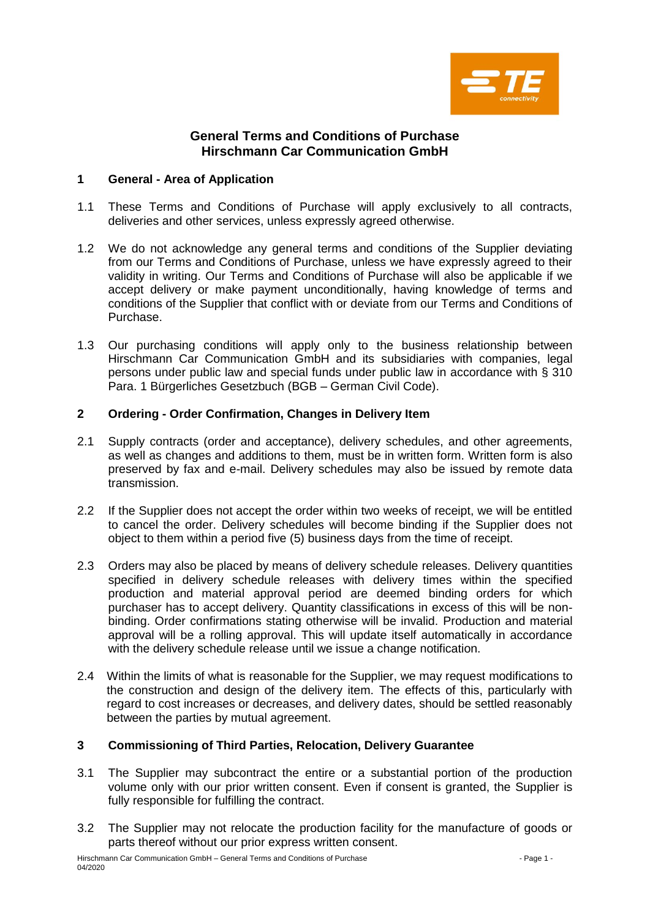# General Terms and Conditions of Purchase
# Hirschmann Car Communication GmbH

## 1 General - Area of Application

1.1 These Terms and Conditions of Purchase will apply exclusively to all contracts, deliveries and other services, unless expressly agreed otherwise.

1.2 We do not acknowledge any general terms and conditions of the Supplier deviating from our Terms and Conditions of Purchase, unless we have expressly agreed to their validity in writing. Our Terms and Conditions of Purchase will also be applicable if we accept delivery or make payment unconditionally, having knowledge of terms and conditions of the Supplier that conflict with or deviate from our Terms and Conditions of Purchase.

1.3 Our purchasing conditions will apply only to the business relationship between Hirschmann Car Communication GmbH and its subsidiaries with companies, legal persons under public law and special funds under public law in accordance with § 310 Para. 1 Bürgerliches Gesetzbuch (BGB – German Civil Code).

## 2 Ordering - Order Confirmation, Changes in Delivery Item

2.1 Supply contracts (order and acceptance), delivery schedules, and other agreements, as well as changes and additions to them, must be in written form. Written form is also preserved by fax and e-mail. Delivery schedules may also be issued by remote data transmission.

2.2 If the Supplier does not accept the order within two weeks of receipt, we will be entitled to cancel the order. Delivery schedules will become binding if the Supplier does not object to them within a period five (5) business days from the time of receipt.

2.3 Orders may also be placed by means of delivery schedule releases. Delivery quantities specified in delivery schedule releases with delivery times within the specified production and material approval period are deemed binding orders for which purchaser has to accept delivery. Quantity classifications in excess of this will be non-binding. Order confirmations stating otherwise will be invalid. Production and material approval will be a rolling approval. This will update itself automatically in accordance with the delivery schedule release until we issue a change notification.

2.4 Within the limits of what is reasonable for the Supplier, we may request modifications to the construction and design of the delivery item. The effects of this, particularly with regard to cost increases or decreases, and delivery dates, should be settled reasonably between the parties by mutual agreement.

## 3 Commissioning of Third Parties, Relocation, Delivery Guarantee

3.1 The Supplier may subcontract the entire or a substantial portion of the production volume only with our prior written consent. Even if consent is granted, the Supplier is fully responsible for fulfilling the contract.

3.2 The Supplier may not relocate the production facility for the manufacture of goods or parts thereof without our prior express written consent.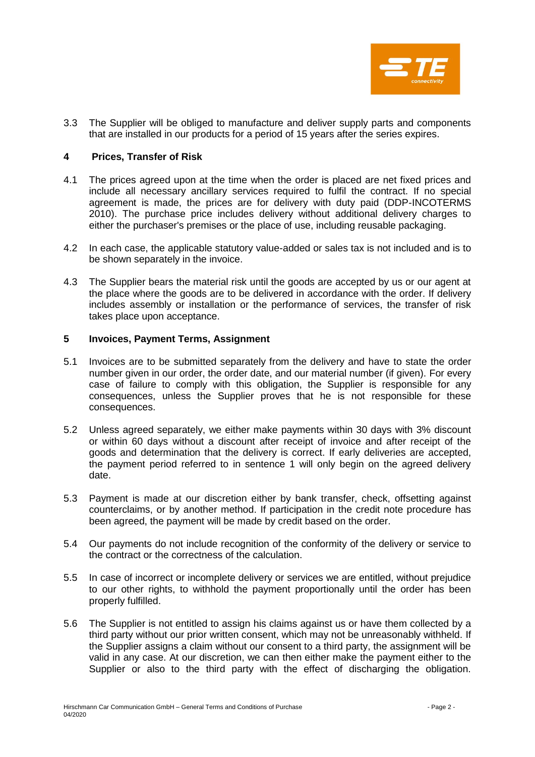3.3 The Supplier will be obliged to manufacture and deliver supply parts and components that are installed in our products for a period of 15 years after the series expires.

## 4 Prices, Transfer of Risk

4.1 The prices agreed upon at the time when the order is placed are net fixed prices and include all necessary ancillary services required to fulfil the contract. If no special agreement is made, the prices are for delivery with duty paid (DDP-INCOTERMS 2010). The purchase price includes delivery without additional delivery charges to either the purchaser's premises or the place of use, including reusable packaging.

4.2 In each case, the applicable statutory value-added or sales tax is not included and is to be shown separately in the invoice.

4.3 The Supplier bears the material risk until the goods are accepted by us or our agent at the place where the goods are to be delivered in accordance with the order. If delivery includes assembly or installation or the performance of services, the transfer of risk takes place upon acceptance.

## 5 Invoices, Payment Terms, Assignment

5.1 Invoices are to be submitted separately from the delivery and have to state the order number given in our order, the order date, and our material number (if given). For every case of failure to comply with this obligation, the Supplier is responsible for any consequences, unless the Supplier proves that he is not responsible for these consequences.

5.2 Unless agreed separately, we either make payments within 30 days with 3% discount or within 60 days without a discount after receipt of invoice and after receipt of the goods and determination that the delivery is correct. If early deliveries are accepted, the payment period referred to in sentence 1 will only begin on the agreed delivery date.

5.3 Payment is made at our discretion either by bank transfer, check, offsetting against counterclaims, or by another method. If participation in the credit note procedure has been agreed, the payment will be made by credit based on the order.

5.4 Our payments do not include recognition of the conformity of the delivery or service to the contract or the correctness of the calculation.

5.5 In case of incorrect or incomplete delivery or services we are entitled, without prejudice to our other rights, to withhold the payment proportionally until the order has been properly fulfilled.

5.6 The Supplier is not entitled to assign his claims against us or have them collected by a third party without our prior written consent, which may not be unreasonably withheld. If the Supplier assigns a claim without our consent to a third party, the assignment will be valid in any case. At our discretion, we can then either make the payment either to the Supplier or also to the third party with the effect of discharging the obligation.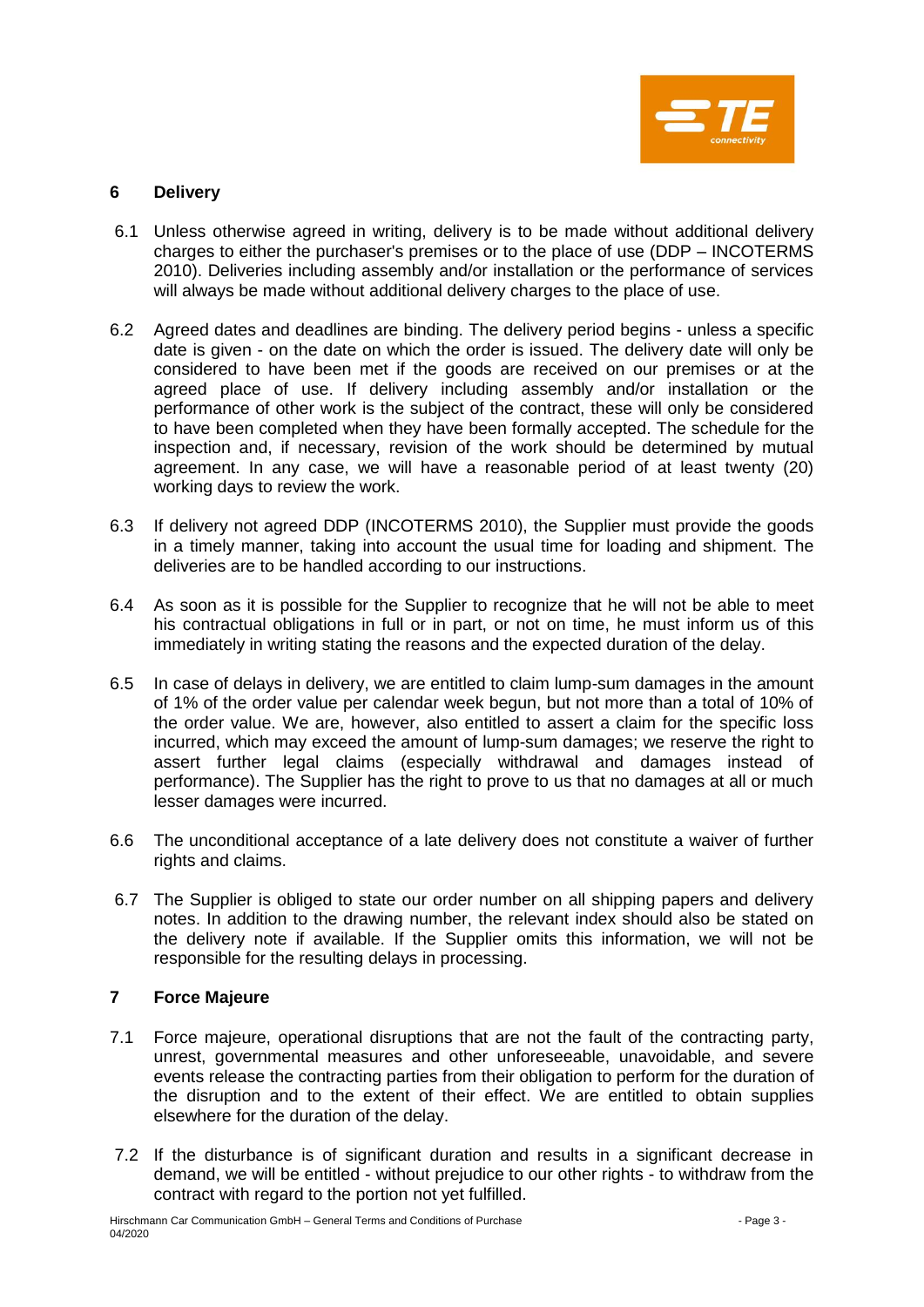## 6 Delivery

6.1 Unless otherwise agreed in writing, delivery is to be made without additional delivery charges to either the purchaser's premises or to the place of use (DDP – INCOTERMS 2010). Deliveries including assembly and/or installation or the performance of services will always be made without additional delivery charges to the place of use.

6.2 Agreed dates and deadlines are binding. The delivery period begins - unless a specific date is given - on the date on which the order is issued. The delivery date will only be considered to have been met if the goods are received on our premises or at the agreed place of use. If delivery including assembly and/or installation or the performance of other work is the subject of the contract, these will only be considered to have been completed when they have been formally accepted. The schedule for the inspection and, if necessary, revision of the work should be determined by mutual agreement. In any case, we will have a reasonable period of at least twenty (20) working days to review the work.

6.3 If delivery not agreed DDP (INCOTERMS 2010), the Supplier must provide the goods in a timely manner, taking into account the usual time for loading and shipment. The deliveries are to be handled according to our instructions.

6.4 As soon as it is possible for the Supplier to recognize that he will not be able to meet his contractual obligations in full or in part, or not on time, he must inform us of this immediately in writing stating the reasons and the expected duration of the delay.

6.5 In case of delays in delivery, we are entitled to claim lump-sum damages in the amount of 1% of the order value per calendar week begun, but not more than a total of 10% of the order value. We are, however, also entitled to assert a claim for the specific loss incurred, which may exceed the amount of lump-sum damages; we reserve the right to assert further legal claims (especially withdrawal and damages instead of performance). The Supplier has the right to prove to us that no damages at all or much lesser damages were incurred.

6.6 The unconditional acceptance of a late delivery does not constitute a waiver of further rights and claims.

6.7 The Supplier is obliged to state our order number on all shipping papers and delivery notes. In addition to the drawing number, the relevant index should also be stated on the delivery note if available. If the Supplier omits this information, we will not be responsible for the resulting delays in processing.

## 7 Force Majeure

7.1 Force majeure, operational disruptions that are not the fault of the contracting party, unrest, governmental measures and other unforeseeable, unavoidable, and severe events release the contracting parties from their obligation to perform for the duration of the disruption and to the extent of their effect. We are entitled to obtain supplies elsewhere for the duration of the delay.

7.2 If the disturbance is of significant duration and results in a significant decrease in demand, we will be entitled - without prejudice to our other rights - to withdraw from the contract with regard to the portion not yet fulfilled.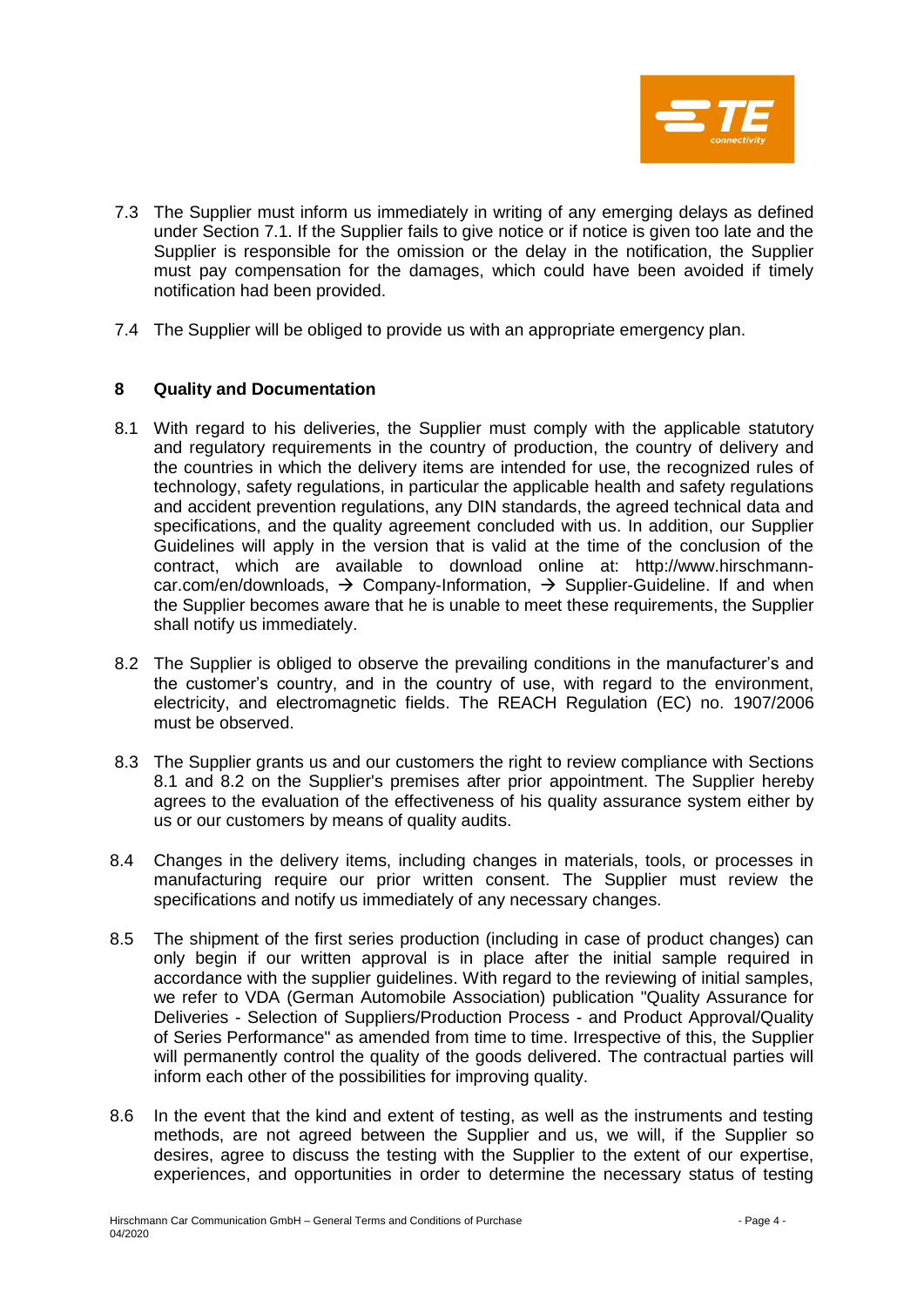7.3 The Supplier must inform us immediately in writing of any emerging delays as defined under Section 7.1. If the Supplier fails to give notice or if notice is given too late and the Supplier is responsible for the omission or the delay in the notification, the Supplier must pay compensation for the damages, which could have been avoided if timely notification had been provided.

7.4 The Supplier will be obliged to provide us with an appropriate emergency plan.

## 8 Quality and Documentation

8.1 With regard to his deliveries, the Supplier must comply with the applicable statutory and regulatory requirements in the country of production, the country of delivery and the countries in which the delivery items are intended for use, the recognized rules of technology, safety regulations, in particular the applicable health and safety regulations and accident prevention regulations, any DIN standards, the agreed technical data and specifications, and the quality agreement concluded with us. In addition, our Supplier Guidelines will apply in the version that is valid at the time of the conclusion of the contract, which are available to download online at: http://www.hirschmann-car.com/en/downloads, → Company-Information, → Supplier-Guideline. If and when the Supplier becomes aware that he is unable to meet these requirements, the Supplier shall notify us immediately.

8.2 The Supplier is obliged to observe the prevailing conditions in the manufacturer's and the customer's country, and in the country of use, with regard to the environment, electricity, and electromagnetic fields. The REACH Regulation (EC) no. 1907/2006 must be observed.

8.3 The Supplier grants us and our customers the right to review compliance with Sections 8.1 and 8.2 on the Supplier's premises after prior appointment. The Supplier hereby agrees to the evaluation of the effectiveness of his quality assurance system either by us or our customers by means of quality audits.

8.4 Changes in the delivery items, including changes in materials, tools, or processes in manufacturing require our prior written consent. The Supplier must review the specifications and notify us immediately of any necessary changes.

8.5 The shipment of the first series production (including in case of product changes) can only begin if our written approval is in place after the initial sample required in accordance with the supplier guidelines. With regard to the reviewing of initial samples, we refer to VDA (German Automobile Association) publication "Quality Assurance for Deliveries - Selection of Suppliers/Production Process - and Product Approval/Quality of Series Performance" as amended from time to time. Irrespective of this, the Supplier will permanently control the quality of the goods delivered. The contractual parties will inform each other of the possibilities for improving quality.

8.6 In the event that the kind and extent of testing, as well as the instruments and testing methods, are not agreed between the Supplier and us, we will, if the Supplier so desires, agree to discuss the testing with the Supplier to the extent of our expertise, experiences, and opportunities in order to determine the necessary status of testing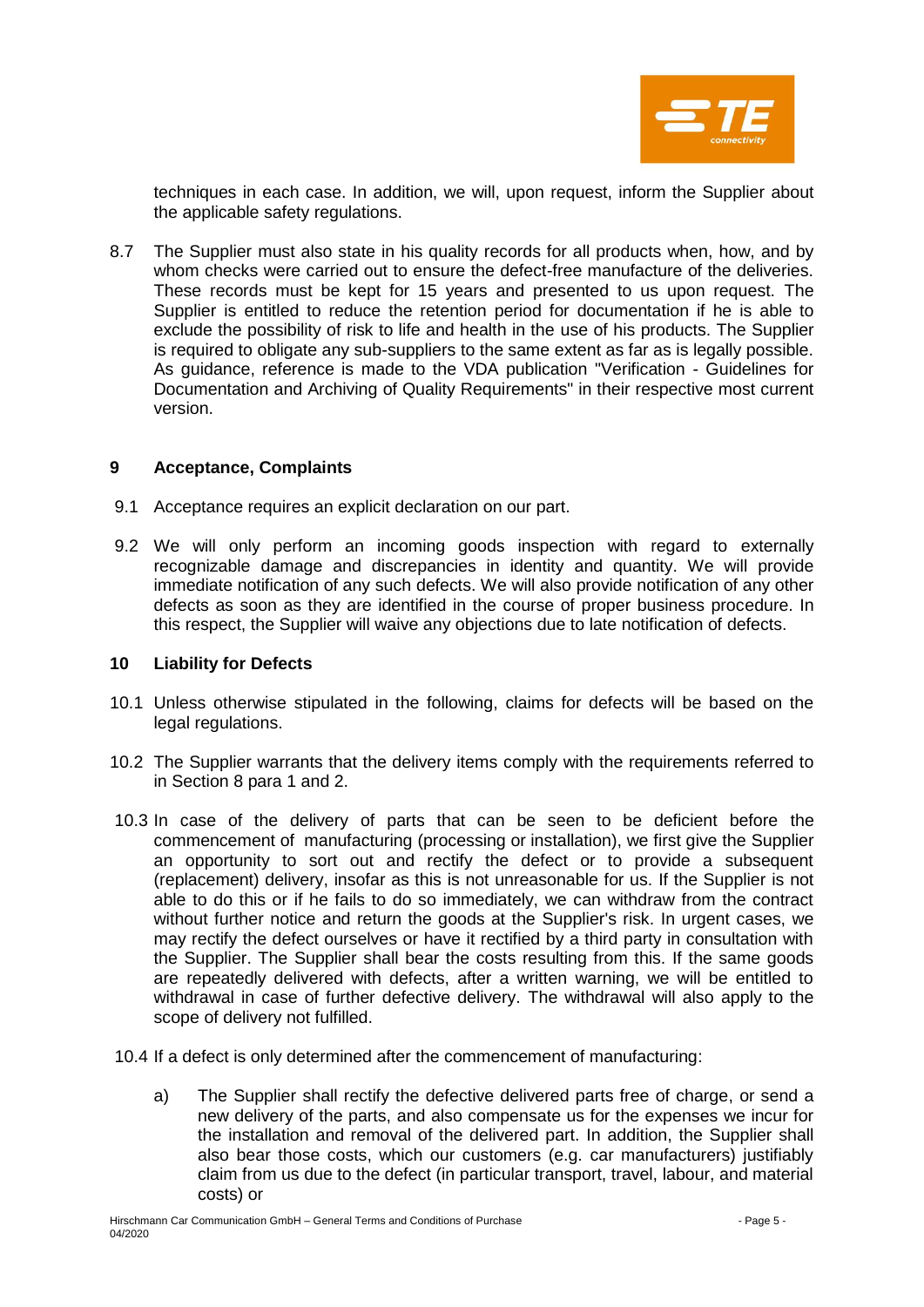techniques in each case. In addition, we will, upon request, inform the Supplier about the applicable safety regulations.

8.7 The Supplier must also state in his quality records for all products when, how, and by whom checks were carried out to ensure the defect-free manufacture of the deliveries. These records must be kept for 15 years and presented to us upon request. The Supplier is entitled to reduce the retention period for documentation if he is able to exclude the possibility of risk to life and health in the use of his products. The Supplier is required to obligate any sub-suppliers to the same extent as far as is legally possible. As guidance, reference is made to the VDA publication "Verification - Guidelines for Documentation and Archiving of Quality Requirements" in their respective most current version.

## 9 Acceptance, Complaints

9.1 Acceptance requires an explicit declaration on our part.

9.2 We will only perform an incoming goods inspection with regard to externally recognizable damage and discrepancies in identity and quantity. We will provide immediate notification of any such defects. We will also provide notification of any other defects as soon as they are identified in the course of proper business procedure. In this respect, the Supplier will waive any objections due to late notification of defects.

## 10 Liability for Defects

10.1 Unless otherwise stipulated in the following, claims for defects will be based on the legal regulations.

10.2 The Supplier warrants that the delivery items comply with the requirements referred to in Section 8 para 1 and 2.

10.3 In case of the delivery of parts that can be seen to be deficient before the commencement of manufacturing (processing or installation), we first give the Supplier an opportunity to sort out and rectify the defect or to provide a subsequent (replacement) delivery, insofar as this is not unreasonable for us. If the Supplier is not able to do this or if he fails to do so immediately, we can withdraw from the contract without further notice and return the goods at the Supplier's risk. In urgent cases, we may rectify the defect ourselves or have it rectified by a third party in consultation with the Supplier. The Supplier shall bear the costs resulting from this. If the same goods are repeatedly delivered with defects, after a written warning, we will be entitled to withdrawal in case of further defective delivery. The withdrawal will also apply to the scope of delivery not fulfilled.

10.4 If a defect is only determined after the commencement of manufacturing:

a) The Supplier shall rectify the defective delivered parts free of charge, or send a new delivery of the parts, and also compensate us for the expenses we incur for the installation and removal of the delivered part. In addition, the Supplier shall also bear those costs, which our customers (e.g. car manufacturers) justifiably claim from us due to the defect (in particular transport, travel, labour, and material costs) or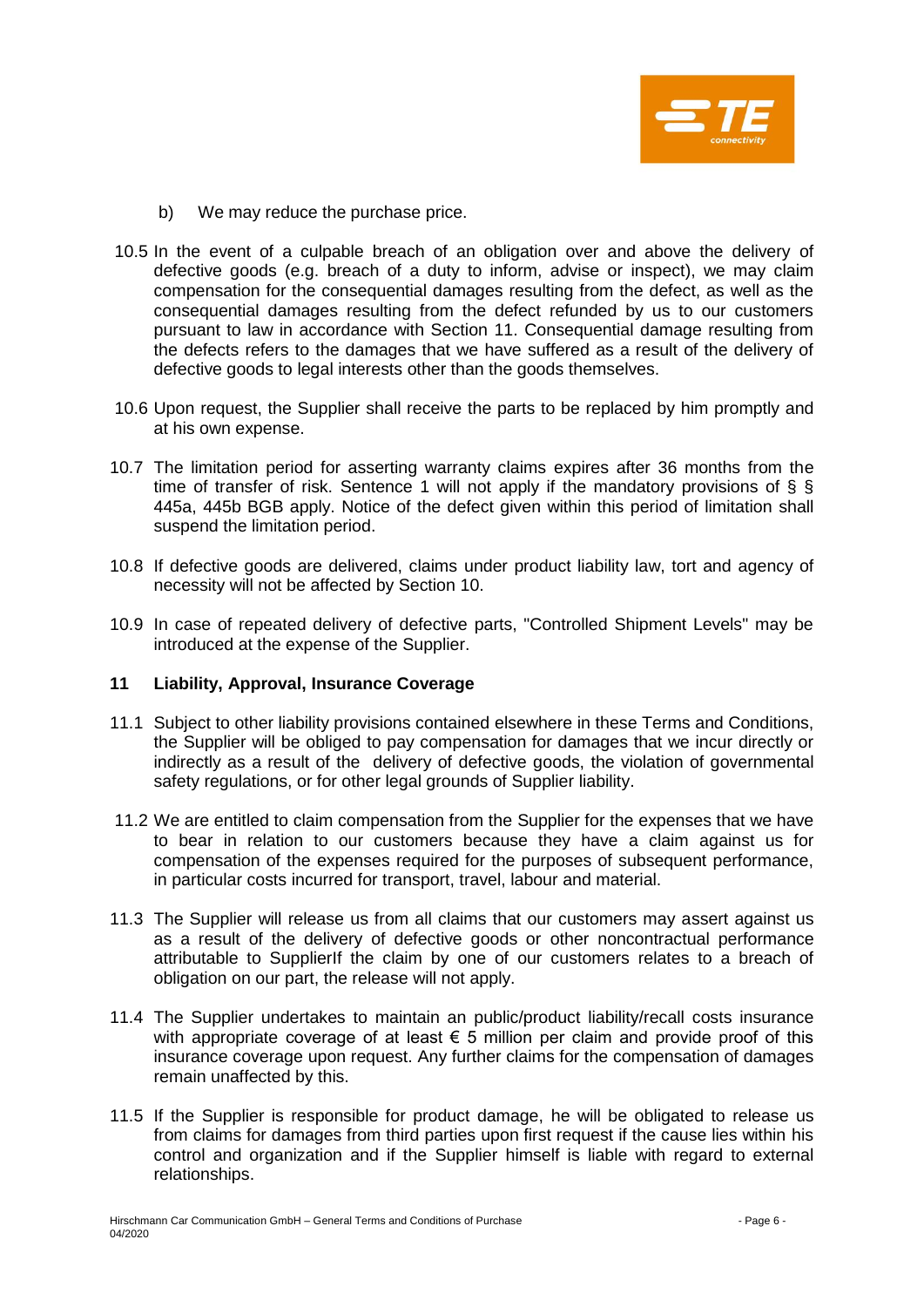b) We may reduce the purchase price.

10.5 In the event of a culpable breach of an obligation over and above the delivery of defective goods (e.g. breach of a duty to inform, advise or inspect), we may claim compensation for the consequential damages resulting from the defect, as well as the consequential damages resulting from the defect refunded by us to our customers pursuant to law in accordance with Section 11. Consequential damage resulting from the defects refers to the damages that we have suffered as a result of the delivery of defective goods to legal interests other than the goods themselves.

10.6 Upon request, the Supplier shall receive the parts to be replaced by him promptly and at his own expense.

10.7 The limitation period for asserting warranty claims expires after 36 months from the time of transfer of risk. Sentence 1 will not apply if the mandatory provisions of § § 445a, 445b BGB apply. Notice of the defect given within this period of limitation shall suspend the limitation period.

10.8 If defective goods are delivered, claims under product liability law, tort and agency of necessity will not be affected by Section 10.

10.9 In case of repeated delivery of defective parts, "Controlled Shipment Levels" may be introduced at the expense of the Supplier.

## 11 Liability, Approval, Insurance Coverage

11.1 Subject to other liability provisions contained elsewhere in these Terms and Conditions, the Supplier will be obliged to pay compensation for damages that we incur directly or indirectly as a result of the delivery of defective goods, the violation of governmental safety regulations, or for other legal grounds of Supplier liability.

11.2 We are entitled to claim compensation from the Supplier for the expenses that we have to bear in relation to our customers because they have a claim against us for compensation of the expenses required for the purposes of subsequent performance, in particular costs incurred for transport, travel, labour and material.

11.3 The Supplier will release us from all claims that our customers may assert against us as a result of the delivery of defective goods or other noncontractual performance attributable to SupplierIf the claim by one of our customers relates to a breach of obligation on our part, the release will not apply.

11.4 The Supplier undertakes to maintain an public/product liability/recall costs insurance with appropriate coverage of at least € 5 million per claim and provide proof of this insurance coverage upon request. Any further claims for the compensation of damages remain unaffected by this.

11.5 If the Supplier is responsible for product damage, he will be obligated to release us from claims for damages from third parties upon first request if the cause lies within his control and organization and if the Supplier himself is liable with regard to external relationships.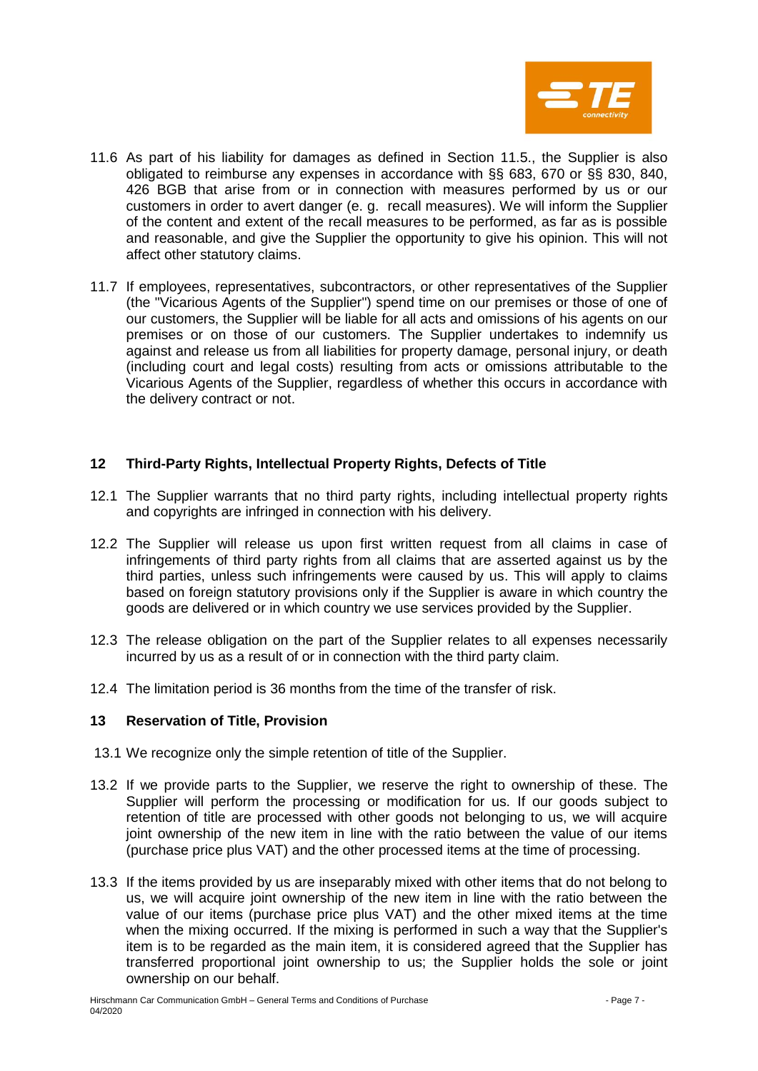11.6 As part of his liability for damages as defined in Section 11.5., the Supplier is also obligated to reimburse any expenses in accordance with §§ 683, 670 or §§ 830, 840, 426 BGB that arise from or in connection with measures performed by us or our customers in order to avert danger (e. g. recall measures). We will inform the Supplier of the content and extent of the recall measures to be performed, as far as is possible and reasonable, and give the Supplier the opportunity to give his opinion. This will not affect other statutory claims.

11.7 If employees, representatives, subcontractors, or other representatives of the Supplier (the "Vicarious Agents of the Supplier") spend time on our premises or those of one of our customers, the Supplier will be liable for all acts and omissions of his agents on our premises or on those of our customers. The Supplier undertakes to indemnify us against and release us from all liabilities for property damage, personal injury, or death (including court and legal costs) resulting from acts or omissions attributable to the Vicarious Agents of the Supplier, regardless of whether this occurs in accordance with the delivery contract or not.

## 12 Third-Party Rights, Intellectual Property Rights, Defects of Title

12.1 The Supplier warrants that no third party rights, including intellectual property rights and copyrights are infringed in connection with his delivery.

12.2 The Supplier will release us upon first written request from all claims in case of infringements of third party rights from all claims that are asserted against us by the third parties, unless such infringements were caused by us. This will apply to claims based on foreign statutory provisions only if the Supplier is aware in which country the goods are delivered or in which country we use services provided by the Supplier.

12.3 The release obligation on the part of the Supplier relates to all expenses necessarily incurred by us as a result of or in connection with the third party claim.

12.4 The limitation period is 36 months from the time of the transfer of risk.

## 13 Reservation of Title, Provision

13.1 We recognize only the simple retention of title of the Supplier.

13.2 If we provide parts to the Supplier, we reserve the right to ownership of these. The Supplier will perform the processing or modification for us. If our goods subject to retention of title are processed with other goods not belonging to us, we will acquire joint ownership of the new item in line with the ratio between the value of our items (purchase price plus VAT) and the other processed items at the time of processing.

13.3 If the items provided by us are inseparably mixed with other items that do not belong to us, we will acquire joint ownership of the new item in line with the ratio between the value of our items (purchase price plus VAT) and the other mixed items at the time when the mixing occurred. If the mixing is performed in such a way that the Supplier's item is to be regarded as the main item, it is considered agreed that the Supplier has transferred proportional joint ownership to us; the Supplier holds the sole or joint ownership on our behalf.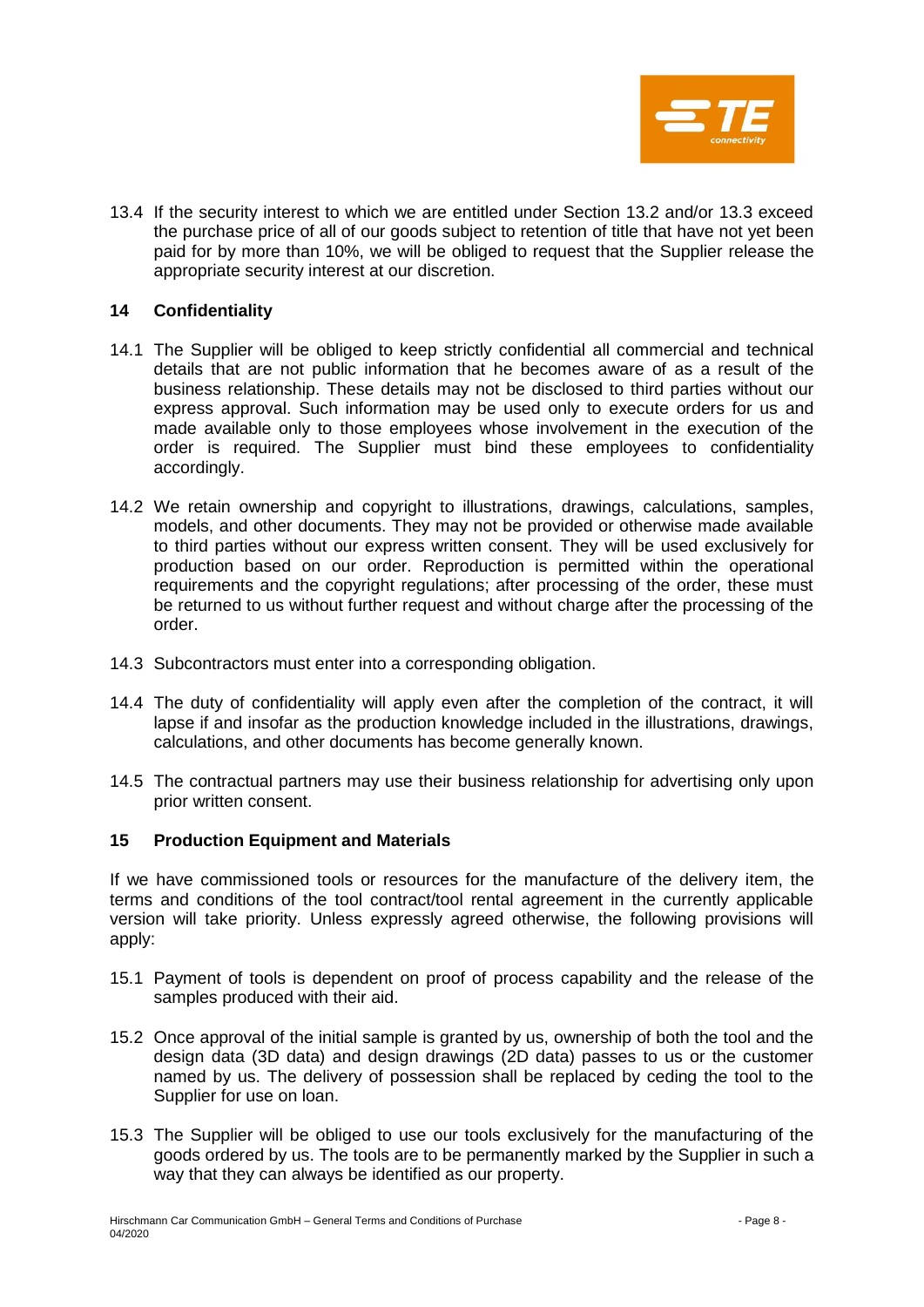13.4 If the security interest to which we are entitled under Section 13.2 and/or 13.3 exceed the purchase price of all of our goods subject to retention of title that have not yet been paid for by more than 10%, we will be obliged to request that the Supplier release the appropriate security interest at our discretion.

## 14 Confidentiality

14.1 The Supplier will be obliged to keep strictly confidential all commercial and technical details that are not public information that he becomes aware of as a result of the business relationship. These details may not be disclosed to third parties without our express approval. Such information may be used only to execute orders for us and made available only to those employees whose involvement in the execution of the order is required. The Supplier must bind these employees to confidentiality accordingly.

14.2 We retain ownership and copyright to illustrations, drawings, calculations, samples, models, and other documents. They may not be provided or otherwise made available to third parties without our express written consent. They will be used exclusively for production based on our order. Reproduction is permitted within the operational requirements and the copyright regulations; after processing of the order, these must be returned to us without further request and without charge after the processing of the order.

14.3 Subcontractors must enter into a corresponding obligation.

14.4 The duty of confidentiality will apply even after the completion of the contract, it will lapse if and insofar as the production knowledge included in the illustrations, drawings, calculations, and other documents has become generally known.

14.5 The contractual partners may use their business relationship for advertising only upon prior written consent.

## 15 Production Equipment and Materials

If we have commissioned tools or resources for the manufacture of the delivery item, the terms and conditions of the tool contract/tool rental agreement in the currently applicable version will take priority. Unless expressly agreed otherwise, the following provisions will apply:

15.1 Payment of tools is dependent on proof of process capability and the release of the samples produced with their aid.

15.2 Once approval of the initial sample is granted by us, ownership of both the tool and the design data (3D data) and design drawings (2D data) passes to us or the customer named by us. The delivery of possession shall be replaced by ceding the tool to the Supplier for use on loan.

15.3 The Supplier will be obliged to use our tools exclusively for the manufacturing of the goods ordered by us. The tools are to be permanently marked by the Supplier in such a way that they can always be identified as our property.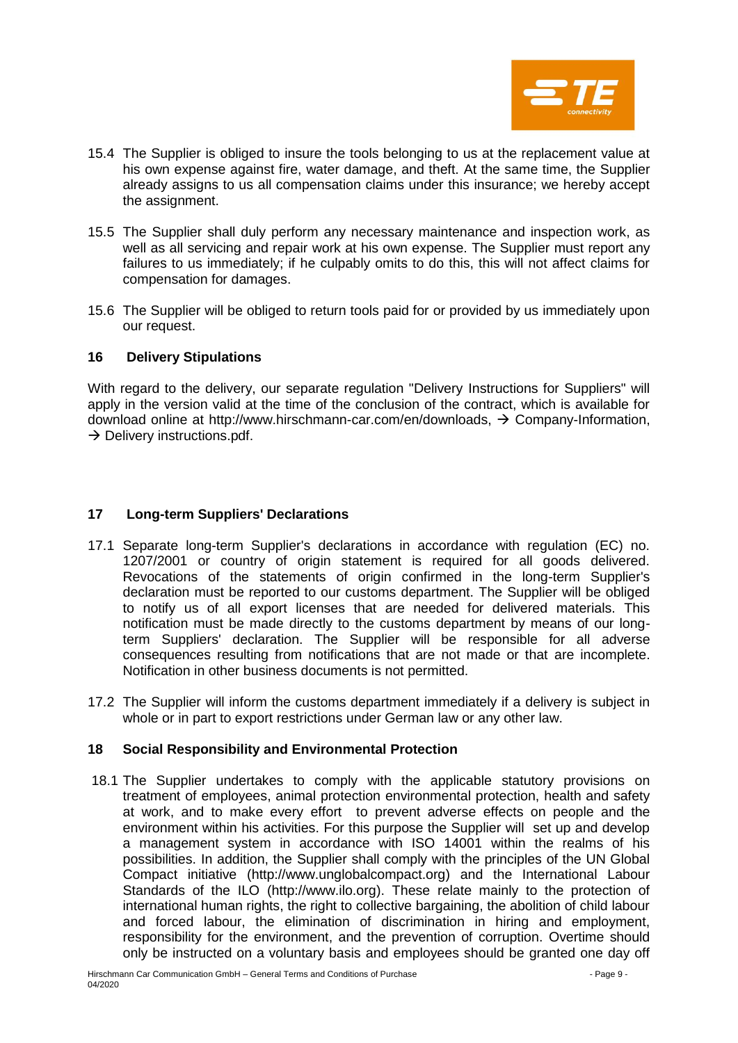15.4 The Supplier is obliged to insure the tools belonging to us at the replacement value at his own expense against fire, water damage, and theft. At the same time, the Supplier already assigns to us all compensation claims under this insurance; we hereby accept the assignment.

15.5 The Supplier shall duly perform any necessary maintenance and inspection work, as well as all servicing and repair work at his own expense. The Supplier must report any failures to us immediately; if he culpably omits to do this, this will not affect claims for compensation for damages.

15.6 The Supplier will be obliged to return tools paid for or provided by us immediately upon our request.

## 16 Delivery Stipulations

With regard to the delivery, our separate regulation "Delivery Instructions for Suppliers" will apply in the version valid at the time of the conclusion of the contract, which is available for download online at http://www.hirschmann-car.com/en/downloads, → Company-Information, → Delivery instructions.pdf.

## 17 Long-term Suppliers' Declarations

17.1 Separate long-term Supplier's declarations in accordance with regulation (EC) no. 1207/2001 or country of origin statement is required for all goods delivered. Revocations of the statements of origin confirmed in the long-term Supplier's declaration must be reported to our customs department. The Supplier will be obliged to notify us of all export licenses that are needed for delivered materials. This notification must be made directly to the customs department by means of our long-term Suppliers' declaration. The Supplier will be responsible for all adverse consequences resulting from notifications that are not made or that are incomplete. Notification in other business documents is not permitted.

17.2 The Supplier will inform the customs department immediately if a delivery is subject in whole or in part to export restrictions under German law or any other law.

## 18 Social Responsibility and Environmental Protection

18.1 The Supplier undertakes to comply with the applicable statutory provisions on treatment of employees, animal protection environmental protection, health and safety at work, and to make every effort to prevent adverse effects on people and the environment within his activities. For this purpose the Supplier will set up and develop a management system in accordance with ISO 14001 within the realms of his possibilities. In addition, the Supplier shall comply with the principles of the UN Global Compact initiative (http://www.unglobalcompact.org) and the International Labour Standards of the ILO (http://www.ilo.org). These relate mainly to the protection of international human rights, the right to collective bargaining, the abolition of child labour and forced labour, the elimination of discrimination in hiring and employment, responsibility for the environment, and the prevention of corruption. Overtime should only be instructed on a voluntary basis and employees should be granted one day off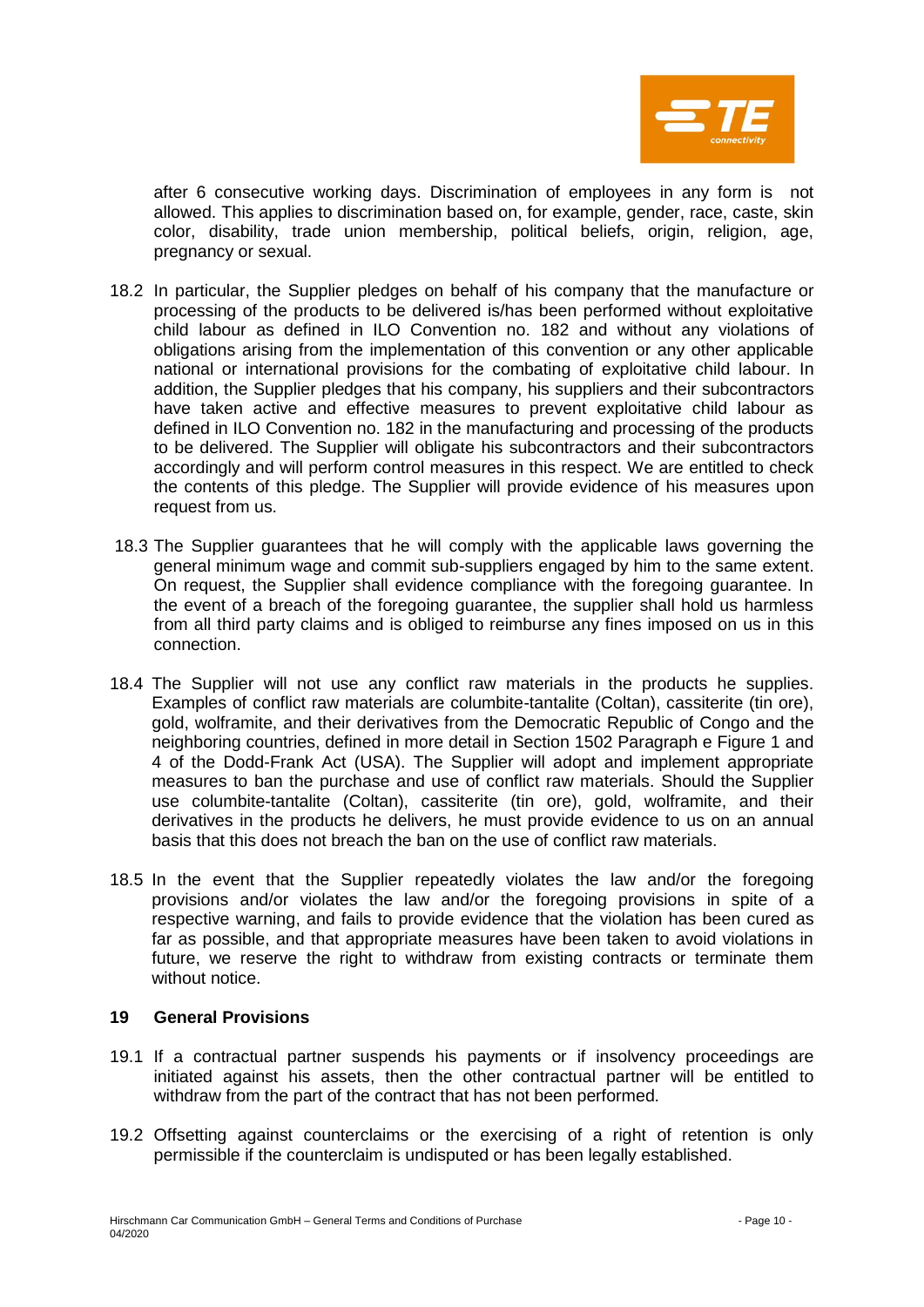after 6 consecutive working days. Discrimination of employees in any form is not allowed. This applies to discrimination based on, for example, gender, race, caste, skin color, disability, trade union membership, political beliefs, origin, religion, age, pregnancy or sexual.

18.2 In particular, the Supplier pledges on behalf of his company that the manufacture or processing of the products to be delivered is/has been performed without exploitative child labour as defined in ILO Convention no. 182 and without any violations of obligations arising from the implementation of this convention or any other applicable national or international provisions for the combating of exploitative child labour. In addition, the Supplier pledges that his company, his suppliers and their subcontractors have taken active and effective measures to prevent exploitative child labour as defined in ILO Convention no. 182 in the manufacturing and processing of the products to be delivered. The Supplier will obligate his subcontractors and their subcontractors accordingly and will perform control measures in this respect. We are entitled to check the contents of this pledge. The Supplier will provide evidence of his measures upon request from us.

18.3 The Supplier guarantees that he will comply with the applicable laws governing the general minimum wage and commit sub-suppliers engaged by him to the same extent. On request, the Supplier shall evidence compliance with the foregoing guarantee. In the event of a breach of the foregoing guarantee, the supplier shall hold us harmless from all third party claims and is obliged to reimburse any fines imposed on us in this connection.

18.4 The Supplier will not use any conflict raw materials in the products he supplies. Examples of conflict raw materials are columbite-tantalite (Coltan), cassiterite (tin ore), gold, wolframite, and their derivatives from the Democratic Republic of Congo and the neighboring countries, defined in more detail in Section 1502 Paragraph e Figure 1 and 4 of the Dodd-Frank Act (USA). The Supplier will adopt and implement appropriate measures to ban the purchase and use of conflict raw materials. Should the Supplier use columbite-tantalite (Coltan), cassiterite (tin ore), gold, wolframite, and their derivatives in the products he delivers, he must provide evidence to us on an annual basis that this does not breach the ban on the use of conflict raw materials.

18.5 In the event that the Supplier repeatedly violates the law and/or the foregoing provisions and/or violates the law and/or the foregoing provisions in spite of a respective warning, and fails to provide evidence that the violation has been cured as far as possible, and that appropriate measures have been taken to avoid violations in future, we reserve the right to withdraw from existing contracts or terminate them without notice.

## 19 General Provisions

19.1 If a contractual partner suspends his payments or if insolvency proceedings are initiated against his assets, then the other contractual partner will be entitled to withdraw from the part of the contract that has not been performed.

19.2 Offsetting against counterclaims or the exercising of a right of retention is only permissible if the counterclaim is undisputed or has been legally established.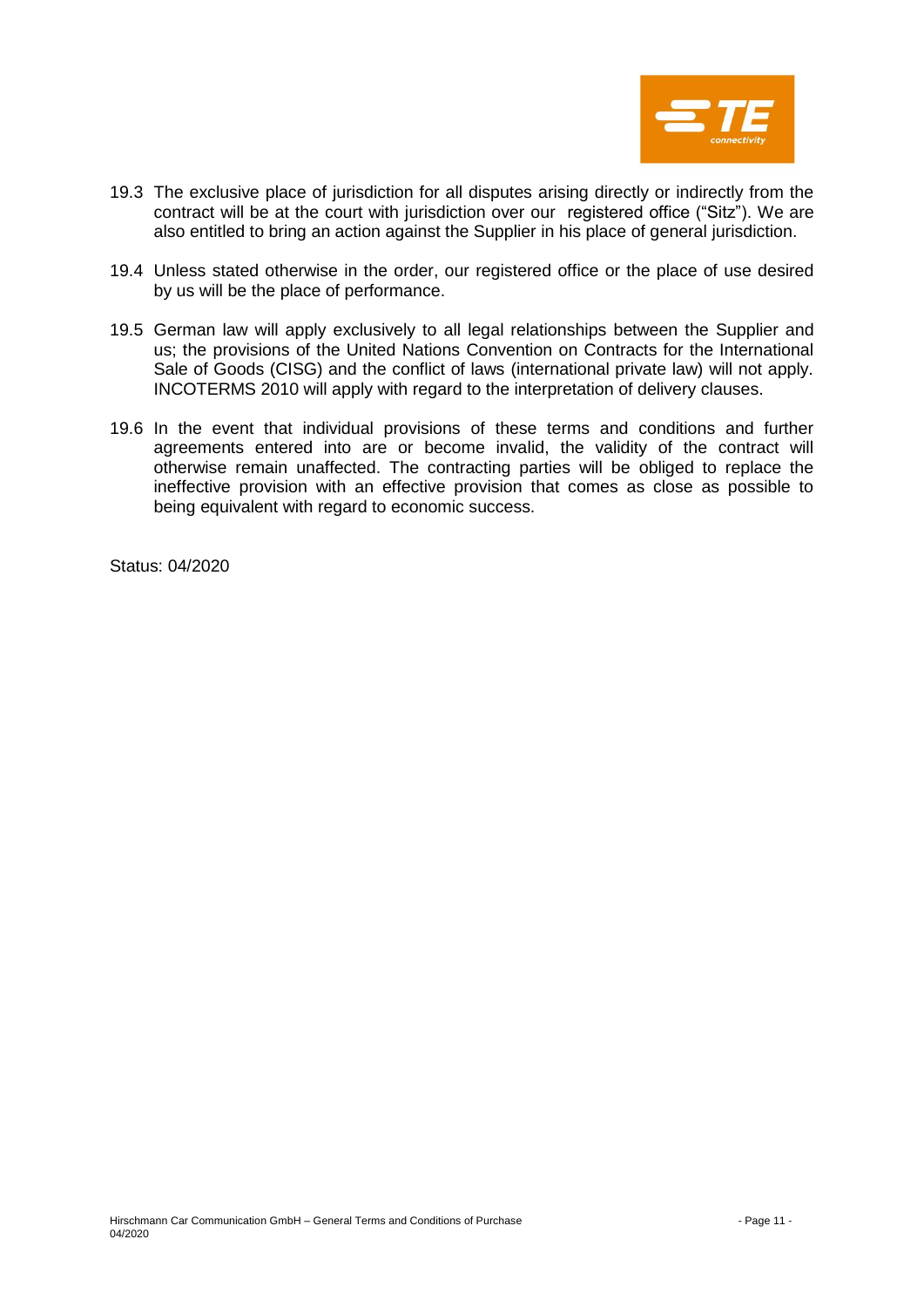19.3 The exclusive place of jurisdiction for all disputes arising directly or indirectly from the contract will be at the court with jurisdiction over our registered office ("Sitz"). We are also entitled to bring an action against the Supplier in his place of general jurisdiction.

19.4 Unless stated otherwise in the order, our registered office or the place of use desired by us will be the place of performance.

19.5 German law will apply exclusively to all legal relationships between the Supplier and us; the provisions of the United Nations Convention on Contracts for the International Sale of Goods (CISG) and the conflict of laws (international private law) will not apply. INCOTERMS 2010 will apply with regard to the interpretation of delivery clauses.

19.6 In the event that individual provisions of these terms and conditions and further agreements entered into are or become invalid, the validity of the contract will otherwise remain unaffected. The contracting parties will be obliged to replace the ineffective provision with an effective provision that comes as close as possible to being equivalent with regard to economic success.

Status: 04/2020